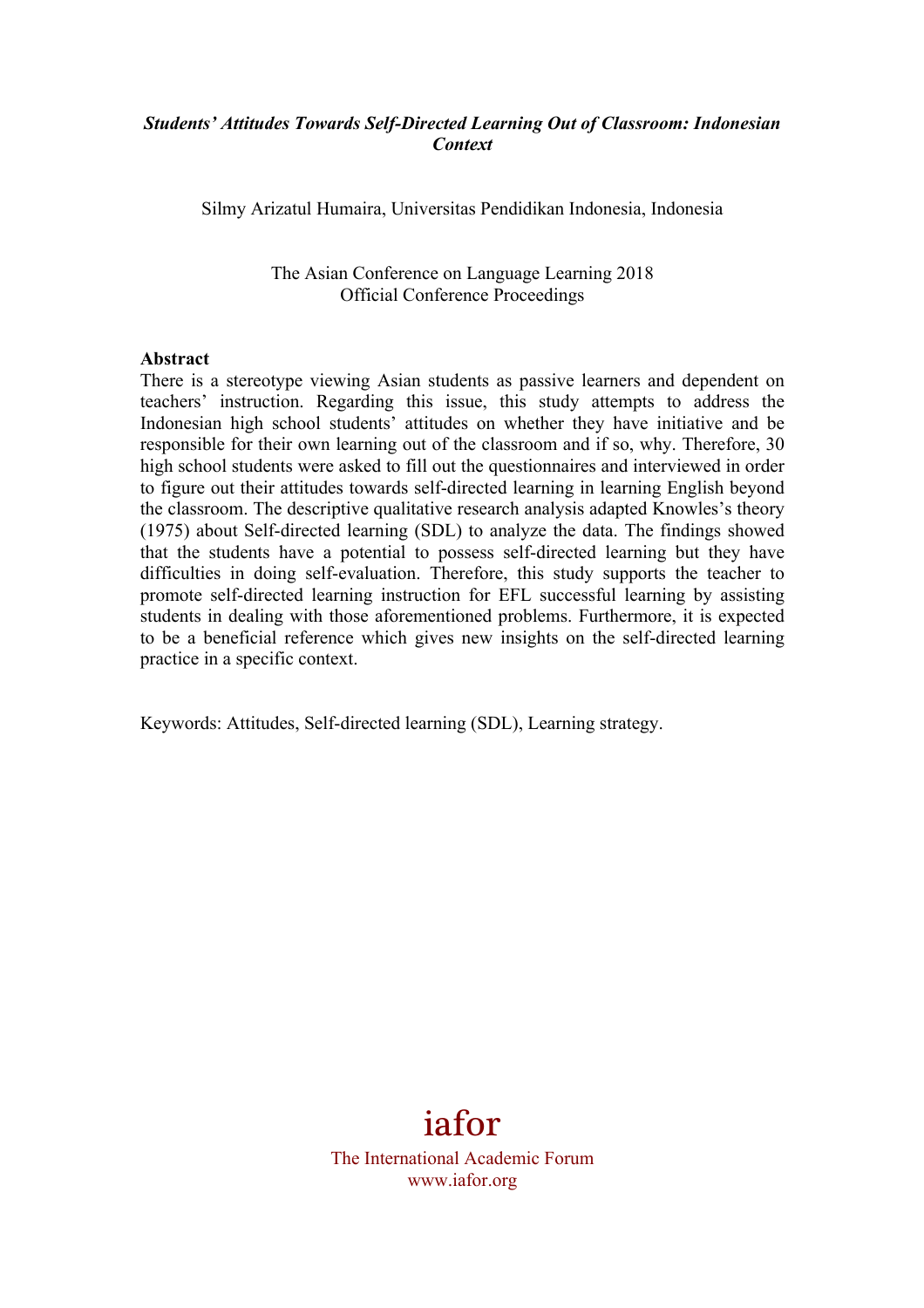# *Students' Attitudes Towards Self-Directed Learning Out of Classroom: Indonesian Context*

Silmy Arizatul Humaira, Universitas Pendidikan Indonesia, Indonesia

The Asian Conference on Language Learning 2018
Official Conference Proceedings

**Abstract**

There is a stereotype viewing Asian students as passive learners and dependent on teachers' instruction. Regarding this issue, this study attempts to address the Indonesian high school students' attitudes on whether they have initiative and be responsible for their own learning out of the classroom and if so, why. Therefore, 30 high school students were asked to fill out the questionnaires and interviewed in order to figure out their attitudes towards self-directed learning in learning English beyond the classroom. The descriptive qualitative research analysis adapted Knowles's theory (1975) about Self-directed learning (SDL) to analyze the data. The findings showed that the students have a potential to possess self-directed learning but they have difficulties in doing self-evaluation. Therefore, this study supports the teacher to promote self-directed learning instruction for EFL successful learning by assisting students in dealing with those aforementioned problems. Furthermore, it is expected to be a beneficial reference which gives new insights on the self-directed learning practice in a specific context.

Keywords: Attitudes, Self-directed learning (SDL), Learning strategy.

iafor

The International Academic Forum
www.iafor.org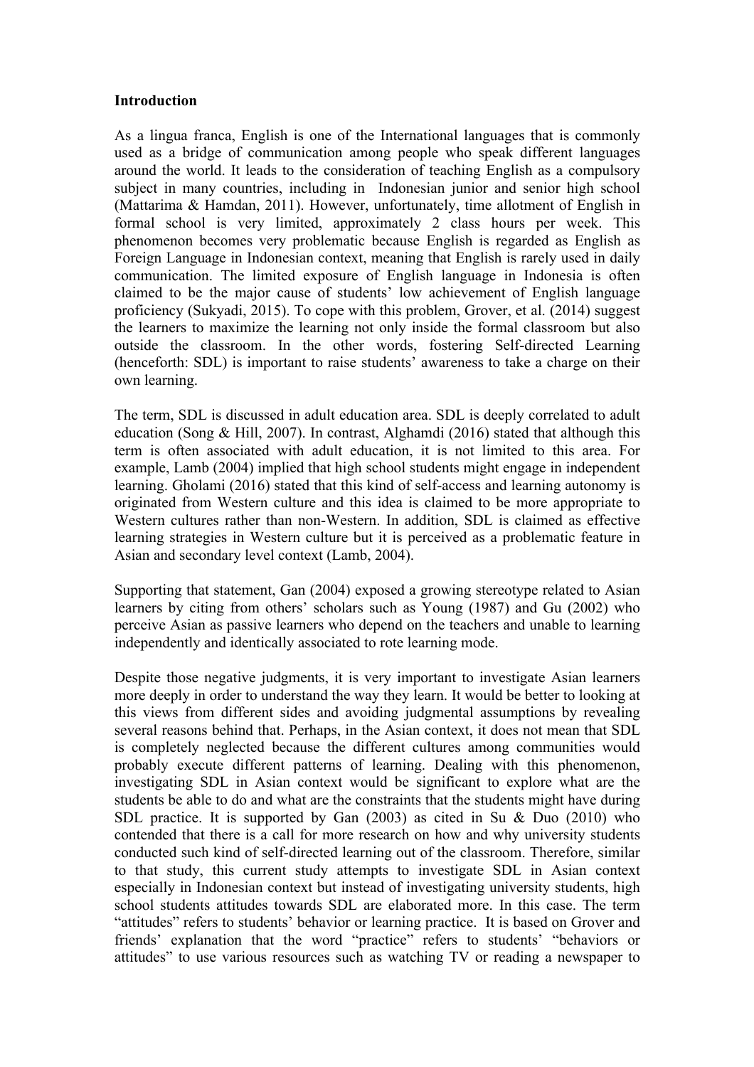**Introduction**

As a lingua franca, English is one of the International languages that is commonly used as a bridge of communication among people who speak different languages around the world. It leads to the consideration of teaching English as a compulsory subject in many countries, including in Indonesian junior and senior high school (Mattarima & Hamdan, 2011). However, unfortunately, time allotment of English in formal school is very limited, approximately 2 class hours per week. This phenomenon becomes very problematic because English is regarded as English as Foreign Language in Indonesian context, meaning that English is rarely used in daily communication. The limited exposure of English language in Indonesia is often claimed to be the major cause of students' low achievement of English language proficiency (Sukyadi, 2015). To cope with this problem, Grover, et al. (2014) suggest the learners to maximize the learning not only inside the formal classroom but also outside the classroom. In the other words, fostering Self-directed Learning (henceforth: SDL) is important to raise students' awareness to take a charge on their own learning.

The term, SDL is discussed in adult education area. SDL is deeply correlated to adult education (Song & Hill, 2007). In contrast, Alghamdi (2016) stated that although this term is often associated with adult education, it is not limited to this area. For example, Lamb (2004) implied that high school students might engage in independent learning. Gholami (2016) stated that this kind of self-access and learning autonomy is originated from Western culture and this idea is claimed to be more appropriate to Western cultures rather than non-Western. In addition, SDL is claimed as effective learning strategies in Western culture but it is perceived as a problematic feature in Asian and secondary level context (Lamb, 2004).

Supporting that statement, Gan (2004) exposed a growing stereotype related to Asian learners by citing from others' scholars such as Young (1987) and Gu (2002) who perceive Asian as passive learners who depend on the teachers and unable to learning independently and identically associated to rote learning mode.

Despite those negative judgments, it is very important to investigate Asian learners more deeply in order to understand the way they learn. It would be better to looking at this views from different sides and avoiding judgmental assumptions by revealing several reasons behind that. Perhaps, in the Asian context, it does not mean that SDL is completely neglected because the different cultures among communities would probably execute different patterns of learning. Dealing with this phenomenon, investigating SDL in Asian context would be significant to explore what are the students be able to do and what are the constraints that the students might have during SDL practice. It is supported by Gan (2003) as cited in Su & Duo (2010) who contended that there is a call for more research on how and why university students conducted such kind of self-directed learning out of the classroom. Therefore, similar to that study, this current study attempts to investigate SDL in Asian context especially in Indonesian context but instead of investigating university students, high school students attitudes towards SDL are elaborated more. In this case. The term "attitudes" refers to students' behavior or learning practice. It is based on Grover and friends' explanation that the word "practice" refers to students' "behaviors or attitudes" to use various resources such as watching TV or reading a newspaper to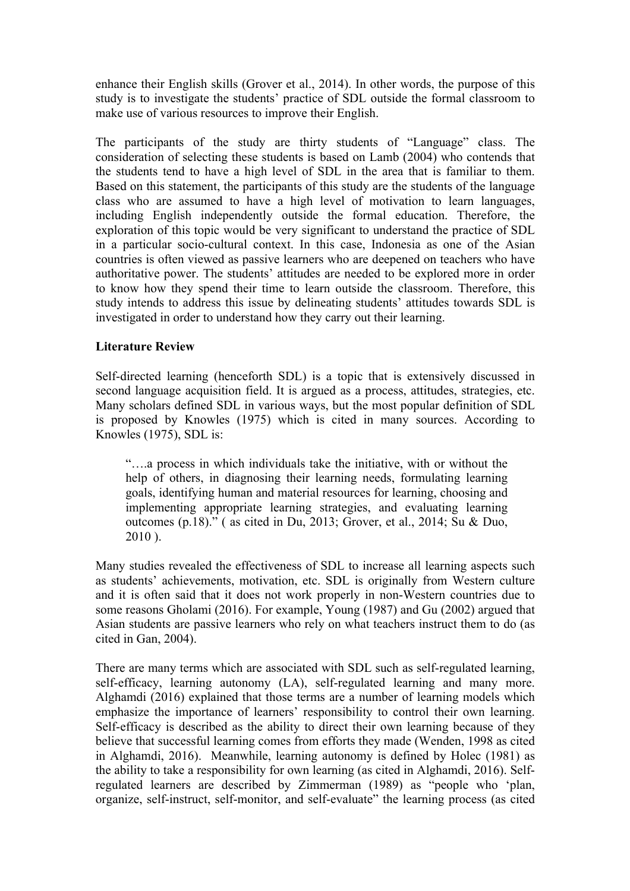enhance their English skills (Grover et al., 2014). In other words, the purpose of this study is to investigate the students' practice of SDL outside the formal classroom to make use of various resources to improve their English.

The participants of the study are thirty students of "Language" class. The consideration of selecting these students is based on Lamb (2004) who contends that the students tend to have a high level of SDL in the area that is familiar to them. Based on this statement, the participants of this study are the students of the language class who are assumed to have a high level of motivation to learn languages, including English independently outside the formal education. Therefore, the exploration of this topic would be very significant to understand the practice of SDL in a particular socio-cultural context. In this case, Indonesia as one of the Asian countries is often viewed as passive learners who are deepened on teachers who have authoritative power. The students' attitudes are needed to be explored more in order to know how they spend their time to learn outside the classroom. Therefore, this study intends to address this issue by delineating students' attitudes towards SDL is investigated in order to understand how they carry out their learning.

## Literature Review

Self-directed learning (henceforth SDL) is a topic that is extensively discussed in second language acquisition field. It is argued as a process, attitudes, strategies, etc. Many scholars defined SDL in various ways, but the most popular definition of SDL is proposed by Knowles (1975) which is cited in many sources. According to Knowles (1975), SDL is:

> "….a process in which individuals take the initiative, with or without the help of others, in diagnosing their learning needs, formulating learning goals, identifying human and material resources for learning, choosing and implementing appropriate learning strategies, and evaluating learning outcomes (p.18)." ( as cited in Du, 2013; Grover, et al., 2014; Su & Duo, 2010 ).

Many studies revealed the effectiveness of SDL to increase all learning aspects such as students' achievements, motivation, etc. SDL is originally from Western culture and it is often said that it does not work properly in non-Western countries due to some reasons Gholami (2016). For example, Young (1987) and Gu (2002) argued that Asian students are passive learners who rely on what teachers instruct them to do (as cited in Gan, 2004).

There are many terms which are associated with SDL such as self-regulated learning, self-efficacy, learning autonomy (LA), self-regulated learning and many more. Alghamdi (2016) explained that those terms are a number of learning models which emphasize the importance of learners' responsibility to control their own learning. Self-efficacy is described as the ability to direct their own learning because of they believe that successful learning comes from efforts they made (Wenden, 1998 as cited in Alghamdi, 2016). Meanwhile, learning autonomy is defined by Holec (1981) as the ability to take a responsibility for own learning (as cited in Alghamdi, 2016). Self-regulated learners are described by Zimmerman (1989) as "people who 'plan, organize, self-instruct, self-monitor, and self-evaluate" the learning process (as cited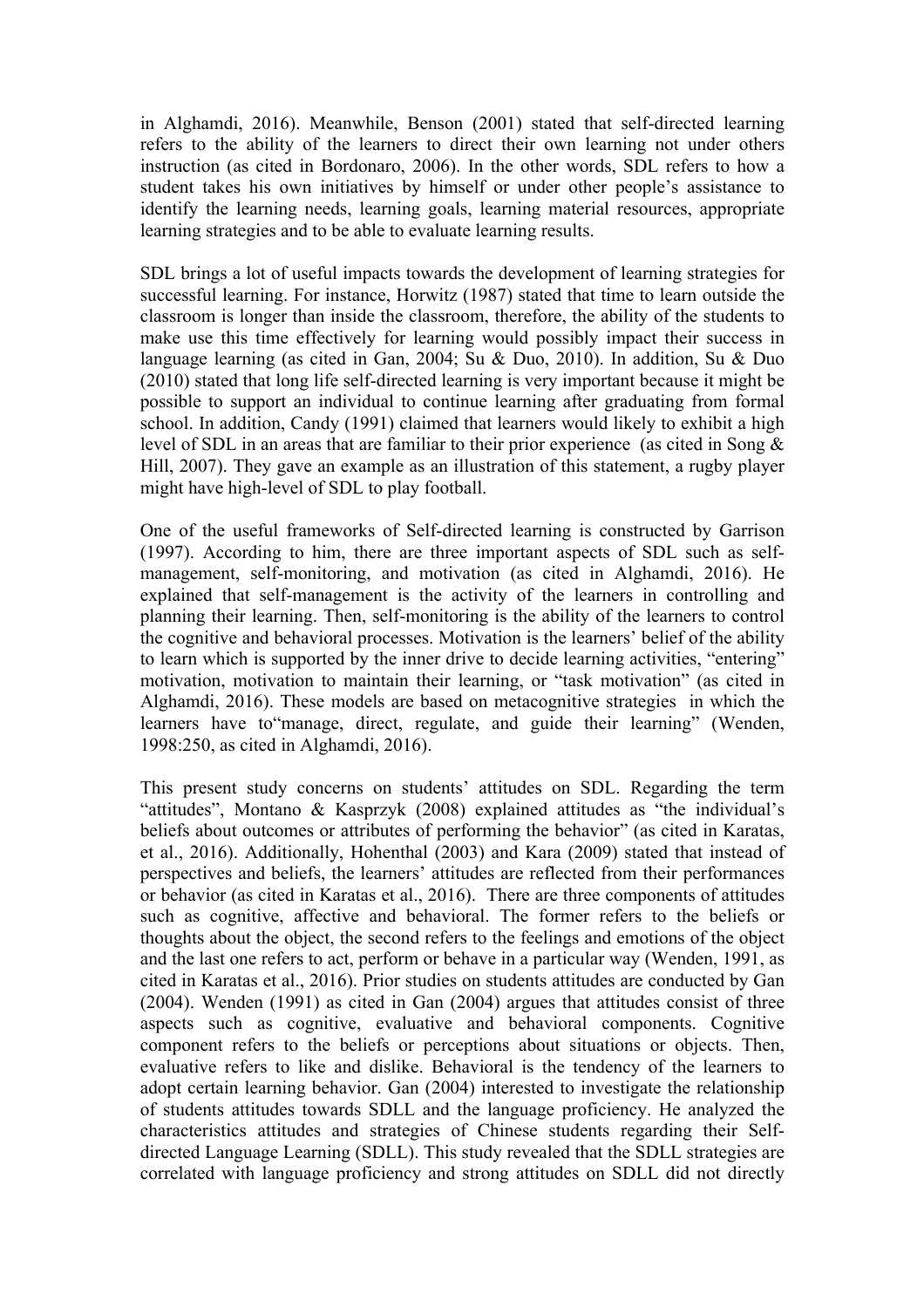in Alghamdi, 2016). Meanwhile, Benson (2001) stated that self-directed learning refers to the ability of the learners to direct their own learning not under others instruction (as cited in Bordonaro, 2006). In the other words, SDL refers to how a student takes his own initiatives by himself or under other people's assistance to identify the learning needs, learning goals, learning material resources, appropriate learning strategies and to be able to evaluate learning results.

SDL brings a lot of useful impacts towards the development of learning strategies for successful learning. For instance, Horwitz (1987) stated that time to learn outside the classroom is longer than inside the classroom, therefore, the ability of the students to make use this time effectively for learning would possibly impact their success in language learning (as cited in Gan, 2004; Su & Duo, 2010). In addition, Su & Duo (2010) stated that long life self-directed learning is very important because it might be possible to support an individual to continue learning after graduating from formal school. In addition, Candy (1991) claimed that learners would likely to exhibit a high level of SDL in an areas that are familiar to their prior experience (as cited in Song & Hill, 2007). They gave an example as an illustration of this statement, a rugby player might have high-level of SDL to play football.

One of the useful frameworks of Self-directed learning is constructed by Garrison (1997). According to him, there are three important aspects of SDL such as self-management, self-monitoring, and motivation (as cited in Alghamdi, 2016). He explained that self-management is the activity of the learners in controlling and planning their learning. Then, self-monitoring is the ability of the learners to control the cognitive and behavioral processes. Motivation is the learners' belief of the ability to learn which is supported by the inner drive to decide learning activities, "entering" motivation, motivation to maintain their learning, or "task motivation" (as cited in Alghamdi, 2016). These models are based on metacognitive strategies in which the learners have to"manage, direct, regulate, and guide their learning" (Wenden, 1998:250, as cited in Alghamdi, 2016).

This present study concerns on students' attitudes on SDL. Regarding the term "attitudes", Montano & Kasprzyk (2008) explained attitudes as "the individual's beliefs about outcomes or attributes of performing the behavior" (as cited in Karatas, et al., 2016). Additionally, Hohenthal (2003) and Kara (2009) stated that instead of perspectives and beliefs, the learners' attitudes are reflected from their performances or behavior (as cited in Karatas et al., 2016). There are three components of attitudes such as cognitive, affective and behavioral. The former refers to the beliefs or thoughts about the object, the second refers to the feelings and emotions of the object and the last one refers to act, perform or behave in a particular way (Wenden, 1991, as cited in Karatas et al., 2016). Prior studies on students attitudes are conducted by Gan (2004). Wenden (1991) as cited in Gan (2004) argues that attitudes consist of three aspects such as cognitive, evaluative and behavioral components. Cognitive component refers to the beliefs or perceptions about situations or objects. Then, evaluative refers to like and dislike. Behavioral is the tendency of the learners to adopt certain learning behavior. Gan (2004) interested to investigate the relationship of students attitudes towards SDLL and the language proficiency. He analyzed the characteristics attitudes and strategies of Chinese students regarding their Self-directed Language Learning (SDLL). This study revealed that the SDLL strategies are correlated with language proficiency and strong attitudes on SDLL did not directly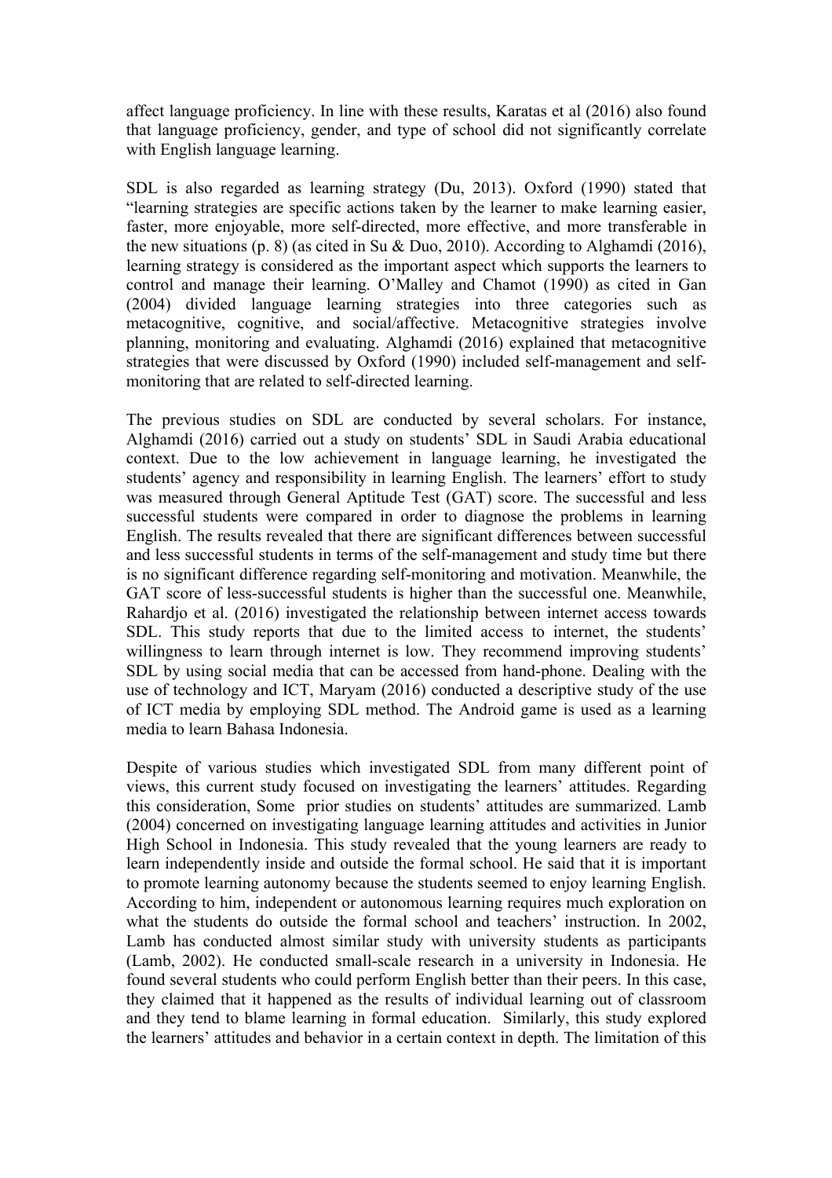affect language proficiency. In line with these results, Karatas et al (2016) also found that language proficiency, gender, and type of school did not significantly correlate with English language learning.

SDL is also regarded as learning strategy (Du, 2013). Oxford (1990) stated that "learning strategies are specific actions taken by the learner to make learning easier, faster, more enjoyable, more self-directed, more effective, and more transferable in the new situations (p. 8) (as cited in Su & Duo, 2010). According to Alghamdi (2016), learning strategy is considered as the important aspect which supports the learners to control and manage their learning. O'Malley and Chamot (1990) as cited in Gan (2004) divided language learning strategies into three categories such as metacognitive, cognitive, and social/affective. Metacognitive strategies involve planning, monitoring and evaluating. Alghamdi (2016) explained that metacognitive strategies that were discussed by Oxford (1990) included self-management and self-monitoring that are related to self-directed learning.

The previous studies on SDL are conducted by several scholars. For instance, Alghamdi (2016) carried out a study on students' SDL in Saudi Arabia educational context. Due to the low achievement in language learning, he investigated the students' agency and responsibility in learning English. The learners' effort to study was measured through General Aptitude Test (GAT) score. The successful and less successful students were compared in order to diagnose the problems in learning English. The results revealed that there are significant differences between successful and less successful students in terms of the self-management and study time but there is no significant difference regarding self-monitoring and motivation. Meanwhile, the GAT score of less-successful students is higher than the successful one. Meanwhile, Rahardjo et al. (2016) investigated the relationship between internet access towards SDL. This study reports that due to the limited access to internet, the students' willingness to learn through internet is low. They recommend improving students' SDL by using social media that can be accessed from hand-phone. Dealing with the use of technology and ICT, Maryam (2016) conducted a descriptive study of the use of ICT media by employing SDL method. The Android game is used as a learning media to learn Bahasa Indonesia.

Despite of various studies which investigated SDL from many different point of views, this current study focused on investigating the learners' attitudes. Regarding this consideration, Some prior studies on students' attitudes are summarized. Lamb (2004) concerned on investigating language learning attitudes and activities in Junior High School in Indonesia. This study revealed that the young learners are ready to learn independently inside and outside the formal school. He said that it is important to promote learning autonomy because the students seemed to enjoy learning English. According to him, independent or autonomous learning requires much exploration on what the students do outside the formal school and teachers' instruction. In 2002, Lamb has conducted almost similar study with university students as participants (Lamb, 2002). He conducted small-scale research in a university in Indonesia. He found several students who could perform English better than their peers. In this case, they claimed that it happened as the results of individual learning out of classroom and they tend to blame learning in formal education. Similarly, this study explored the learners' attitudes and behavior in a certain context in depth. The limitation of this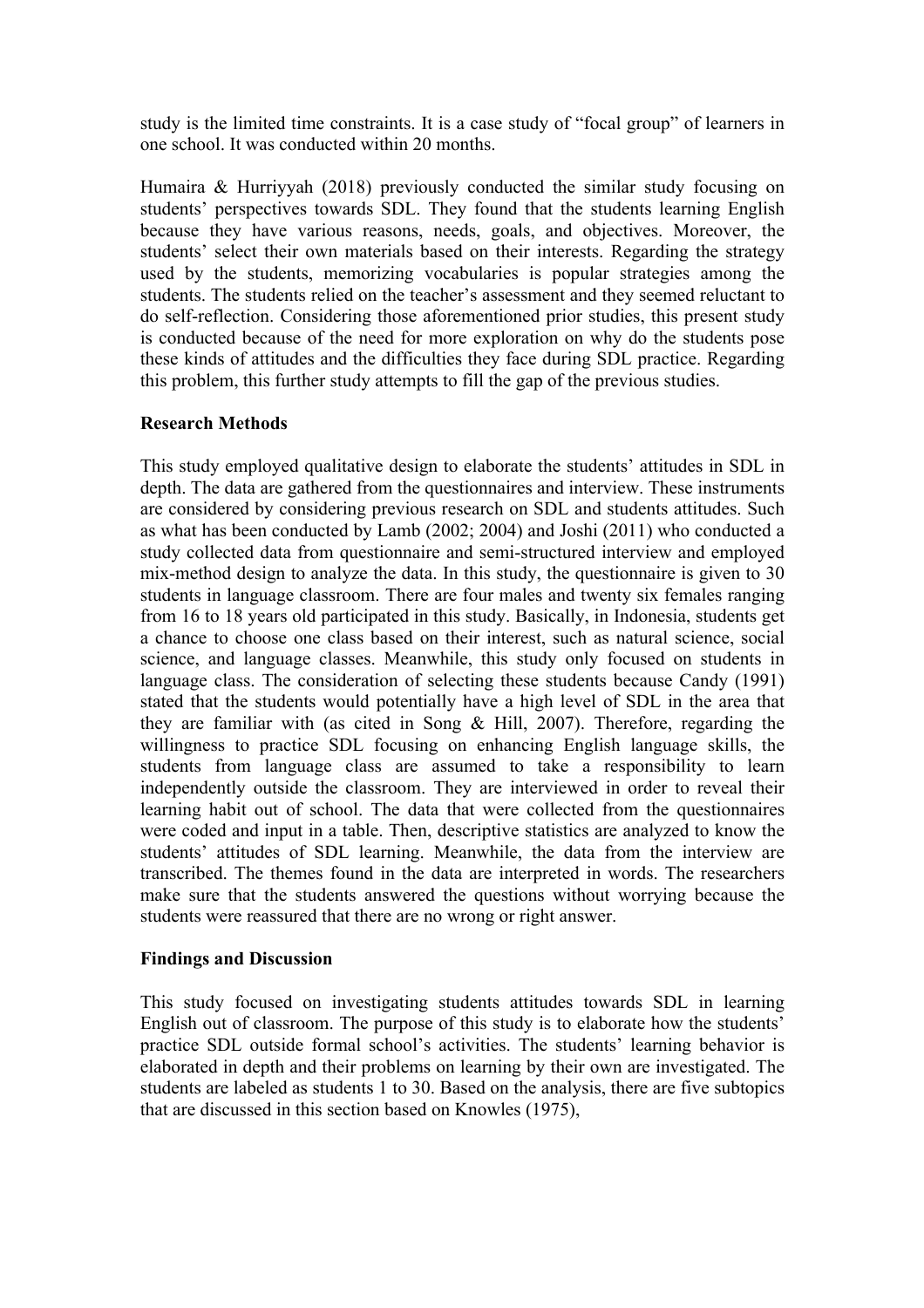study is the limited time constraints. It is a case study of "focal group" of learners in one school. It was conducted within 20 months.

Humaira & Hurriyyah (2018) previously conducted the similar study focusing on students' perspectives towards SDL. They found that the students learning English because they have various reasons, needs, goals, and objectives. Moreover, the students' select their own materials based on their interests. Regarding the strategy used by the students, memorizing vocabularies is popular strategies among the students. The students relied on the teacher's assessment and they seemed reluctant to do self-reflection. Considering those aforementioned prior studies, this present study is conducted because of the need for more exploration on why do the students pose these kinds of attitudes and the difficulties they face during SDL practice. Regarding this problem, this further study attempts to fill the gap of the previous studies.

**Research Methods**

This study employed qualitative design to elaborate the students' attitudes in SDL in depth. The data are gathered from the questionnaires and interview. These instruments are considered by considering previous research on SDL and students attitudes. Such as what has been conducted by Lamb (2002; 2004) and Joshi (2011) who conducted a study collected data from questionnaire and semi-structured interview and employed mix-method design to analyze the data. In this study, the questionnaire is given to 30 students in language classroom. There are four males and twenty six females ranging from 16 to 18 years old participated in this study. Basically, in Indonesia, students get a chance to choose one class based on their interest, such as natural science, social science, and language classes. Meanwhile, this study only focused on students in language class. The consideration of selecting these students because Candy (1991) stated that the students would potentially have a high level of SDL in the area that they are familiar with (as cited in Song & Hill, 2007). Therefore, regarding the willingness to practice SDL focusing on enhancing English language skills, the students from language class are assumed to take a responsibility to learn independently outside the classroom. They are interviewed in order to reveal their learning habit out of school. The data that were collected from the questionnaires were coded and input in a table. Then, descriptive statistics are analyzed to know the students' attitudes of SDL learning. Meanwhile, the data from the interview are transcribed. The themes found in the data are interpreted in words. The researchers make sure that the students answered the questions without worrying because the students were reassured that there are no wrong or right answer.

**Findings and Discussion**

This study focused on investigating students attitudes towards SDL in learning English out of classroom. The purpose of this study is to elaborate how the students' practice SDL outside formal school's activities. The students' learning behavior is elaborated in depth and their problems on learning by their own are investigated. The students are labeled as students 1 to 30. Based on the analysis, there are five subtopics that are discussed in this section based on Knowles (1975),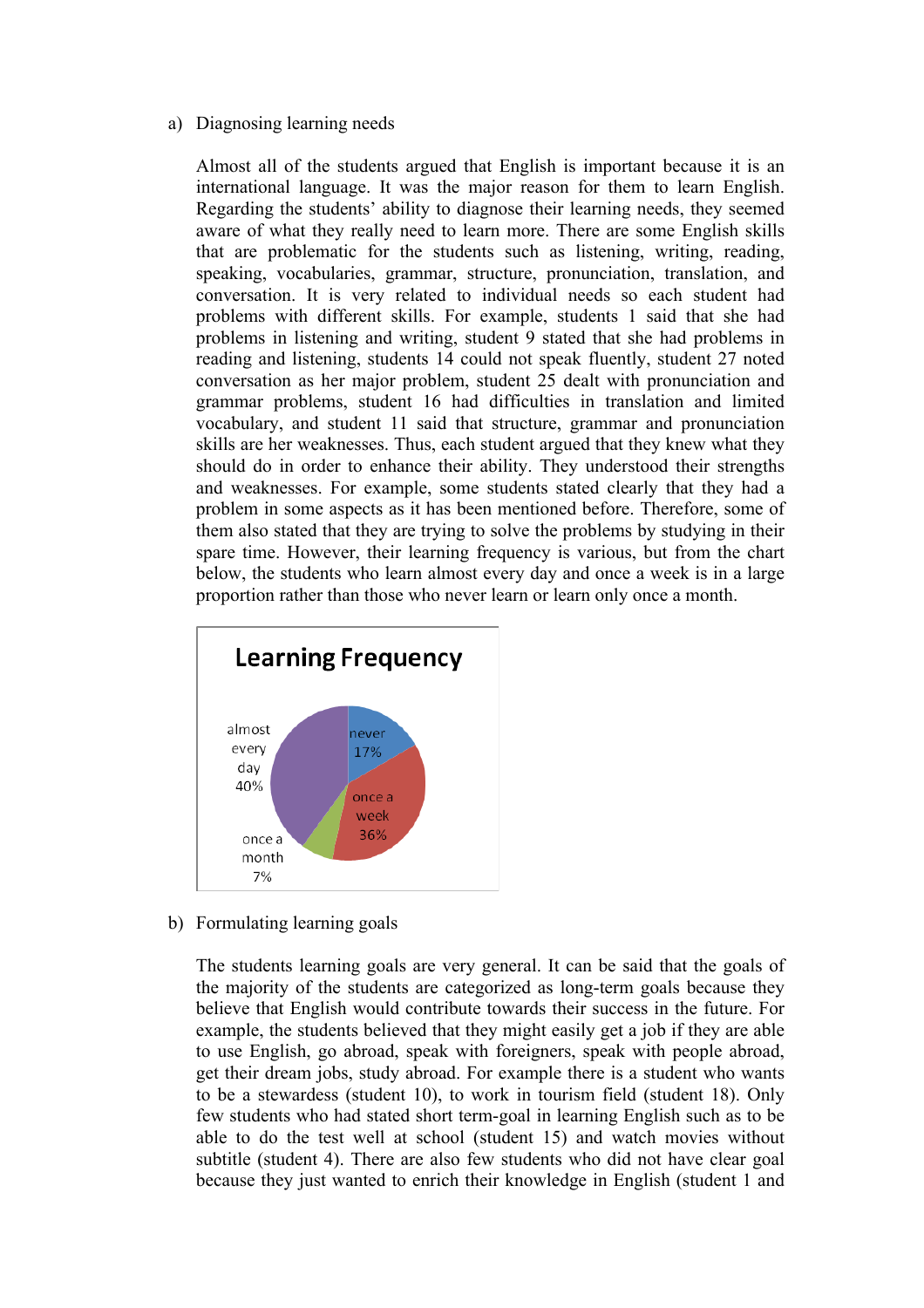a) Diagnosing learning needs

Almost all of the students argued that English is important because it is an international language. It was the major reason for them to learn English. Regarding the students' ability to diagnose their learning needs, they seemed aware of what they really need to learn more. There are some English skills that are problematic for the students such as listening, writing, reading, speaking, vocabularies, grammar, structure, pronunciation, translation, and conversation. It is very related to individual needs so each student had problems with different skills. For example, students 1 said that she had problems in listening and writing, student 9 stated that she had problems in reading and listening, students 14 could not speak fluently, student 27 noted conversation as her major problem, student 25 dealt with pronunciation and grammar problems, student 16 had difficulties in translation and limited vocabulary, and student 11 said that structure, grammar and pronunciation skills are her weaknesses. Thus, each student argued that they knew what they should do in order to enhance their ability. They understood their strengths and weaknesses. For example, some students stated clearly that they had a problem in some aspects as it has been mentioned before. Therefore, some of them also stated that they are trying to solve the problems by studying in their spare time. However, their learning frequency is various, but from the chart below, the students who learn almost every day and once a week is in a large proportion rather than those who never learn or learn only once a month.

Learning Frequency

never 17%

once a week 36%

once a month 7%

almost every day 40%

b) Formulating learning goals

The students learning goals are very general. It can be said that the goals of the majority of the students are categorized as long-term goals because they believe that English would contribute towards their success in the future. For example, the students believed that they might easily get a job if they are able to use English, go abroad, speak with foreigners, speak with people abroad, get their dream jobs, study abroad. For example there is a student who wants to be a stewardess (student 10), to work in tourism field (student 18). Only few students who had stated short term-goal in learning English such as to be able to do the test well at school (student 15) and watch movies without subtitle (student 4). There are also few students who did not have clear goal because they just wanted to enrich their knowledge in English (student 1 and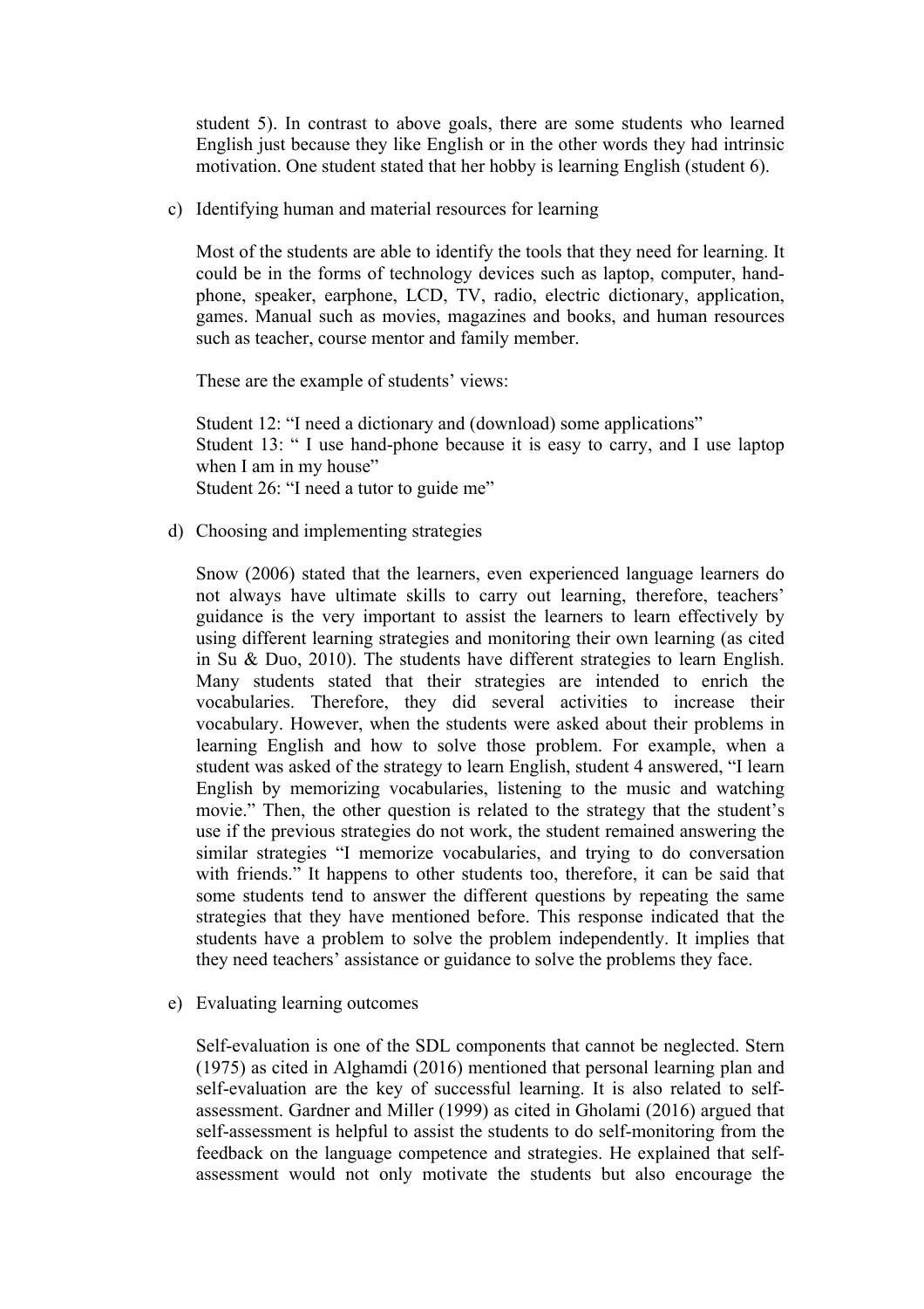student 5). In contrast to above goals, there are some students who learned English just because they like English or in the other words they had intrinsic motivation. One student stated that her hobby is learning English (student 6).

c) Identifying human and material resources for learning

Most of the students are able to identify the tools that they need for learning. It could be in the forms of technology devices such as laptop, computer, hand-phone, speaker, earphone, LCD, TV, radio, electric dictionary, application, games. Manual such as movies, magazines and books, and human resources such as teacher, course mentor and family member.

These are the example of students' views:

Student 12: "I need a dictionary and (download) some applications"
Student 13: " I use hand-phone because it is easy to carry, and I use laptop when I am in my house"
Student 26: "I need a tutor to guide me"

d) Choosing and implementing strategies

Snow (2006) stated that the learners, even experienced language learners do not always have ultimate skills to carry out learning, therefore, teachers' guidance is the very important to assist the learners to learn effectively by using different learning strategies and monitoring their own learning (as cited in Su & Duo, 2010). The students have different strategies to learn English. Many students stated that their strategies are intended to enrich the vocabularies. Therefore, they did several activities to increase their vocabulary. However, when the students were asked about their problems in learning English and how to solve those problem. For example, when a student was asked of the strategy to learn English, student 4 answered, "I learn English by memorizing vocabularies, listening to the music and watching movie." Then, the other question is related to the strategy that the student's use if the previous strategies do not work, the student remained answering the similar strategies "I memorize vocabularies, and trying to do conversation with friends." It happens to other students too, therefore, it can be said that some students tend to answer the different questions by repeating the same strategies that they have mentioned before. This response indicated that the students have a problem to solve the problem independently. It implies that they need teachers' assistance or guidance to solve the problems they face.

e) Evaluating learning outcomes

Self-evaluation is one of the SDL components that cannot be neglected. Stern (1975) as cited in Alghamdi (2016) mentioned that personal learning plan and self-evaluation are the key of successful learning. It is also related to self-assessment. Gardner and Miller (1999) as cited in Gholami (2016) argued that self-assessment is helpful to assist the students to do self-monitoring from the feedback on the language competence and strategies. He explained that self-assessment would not only motivate the students but also encourage the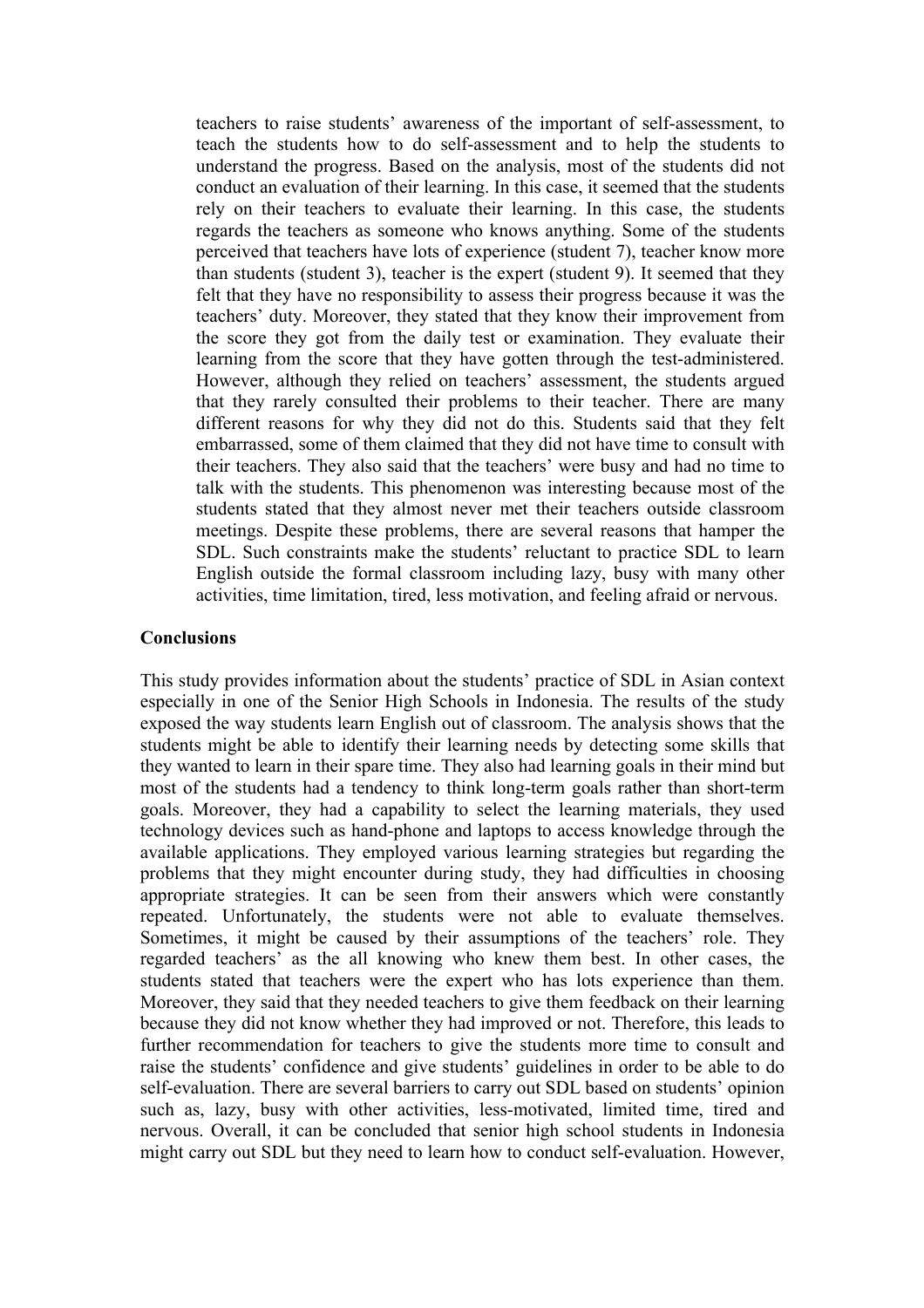teachers to raise students' awareness of the important of self-assessment, to teach the students how to do self-assessment and to help the students to understand the progress. Based on the analysis, most of the students did not conduct an evaluation of their learning. In this case, it seemed that the students rely on their teachers to evaluate their learning. In this case, the students regards the teachers as someone who knows anything. Some of the students perceived that teachers have lots of experience (student 7), teacher know more than students (student 3), teacher is the expert (student 9). It seemed that they felt that they have no responsibility to assess their progress because it was the teachers' duty. Moreover, they stated that they know their improvement from the score they got from the daily test or examination. They evaluate their learning from the score that they have gotten through the test-administered. However, although they relied on teachers' assessment, the students argued that they rarely consulted their problems to their teacher. There are many different reasons for why they did not do this. Students said that they felt embarrassed, some of them claimed that they did not have time to consult with their teachers. They also said that the teachers' were busy and had no time to talk with the students. This phenomenon was interesting because most of the students stated that they almost never met their teachers outside classroom meetings. Despite these problems, there are several reasons that hamper the SDL. Such constraints make the students' reluctant to practice SDL to learn English outside the formal classroom including lazy, busy with many other activities, time limitation, tired, less motivation, and feeling afraid or nervous.

## Conclusions

This study provides information about the students' practice of SDL in Asian context especially in one of the Senior High Schools in Indonesia. The results of the study exposed the way students learn English out of classroom. The analysis shows that the students might be able to identify their learning needs by detecting some skills that they wanted to learn in their spare time. They also had learning goals in their mind but most of the students had a tendency to think long-term goals rather than short-term goals. Moreover, they had a capability to select the learning materials, they used technology devices such as hand-phone and laptops to access knowledge through the available applications. They employed various learning strategies but regarding the problems that they might encounter during study, they had difficulties in choosing appropriate strategies. It can be seen from their answers which were constantly repeated. Unfortunately, the students were not able to evaluate themselves. Sometimes, it might be caused by their assumptions of the teachers' role. They regarded teachers' as the all knowing who knew them best. In other cases, the students stated that teachers were the expert who has lots experience than them. Moreover, they said that they needed teachers to give them feedback on their learning because they did not know whether they had improved or not. Therefore, this leads to further recommendation for teachers to give the students more time to consult and raise the students' confidence and give students' guidelines in order to be able to do self-evaluation. There are several barriers to carry out SDL based on students' opinion such as, lazy, busy with other activities, less-motivated, limited time, tired and nervous. Overall, it can be concluded that senior high school students in Indonesia might carry out SDL but they need to learn how to conduct self-evaluation. However,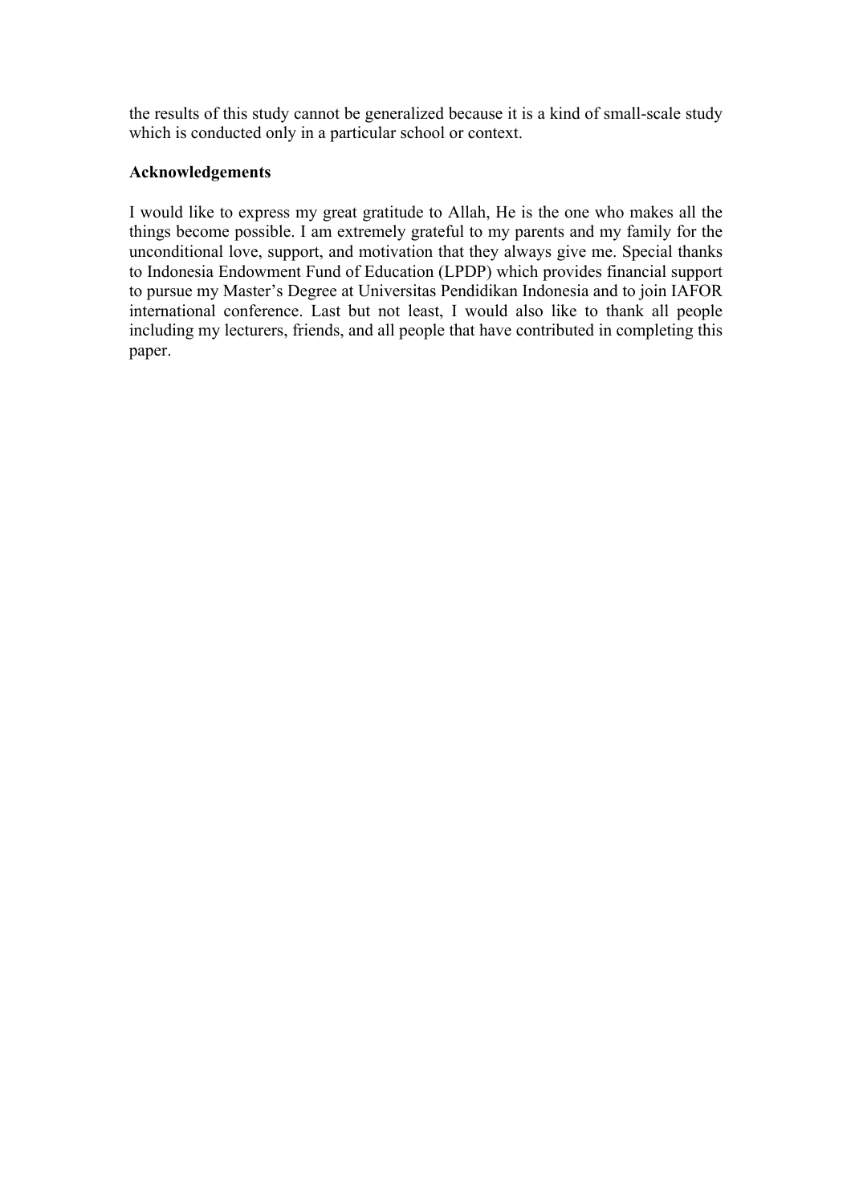the results of this study cannot be generalized because it is a kind of small-scale study which is conducted only in a particular school or context.

## Acknowledgements

I would like to express my great gratitude to Allah, He is the one who makes all the things become possible. I am extremely grateful to my parents and my family for the unconditional love, support, and motivation that they always give me. Special thanks to Indonesia Endowment Fund of Education (LPDP) which provides financial support to pursue my Master's Degree at Universitas Pendidikan Indonesia and to join IAFOR international conference. Last but not least, I would also like to thank all people including my lecturers, friends, and all people that have contributed in completing this paper.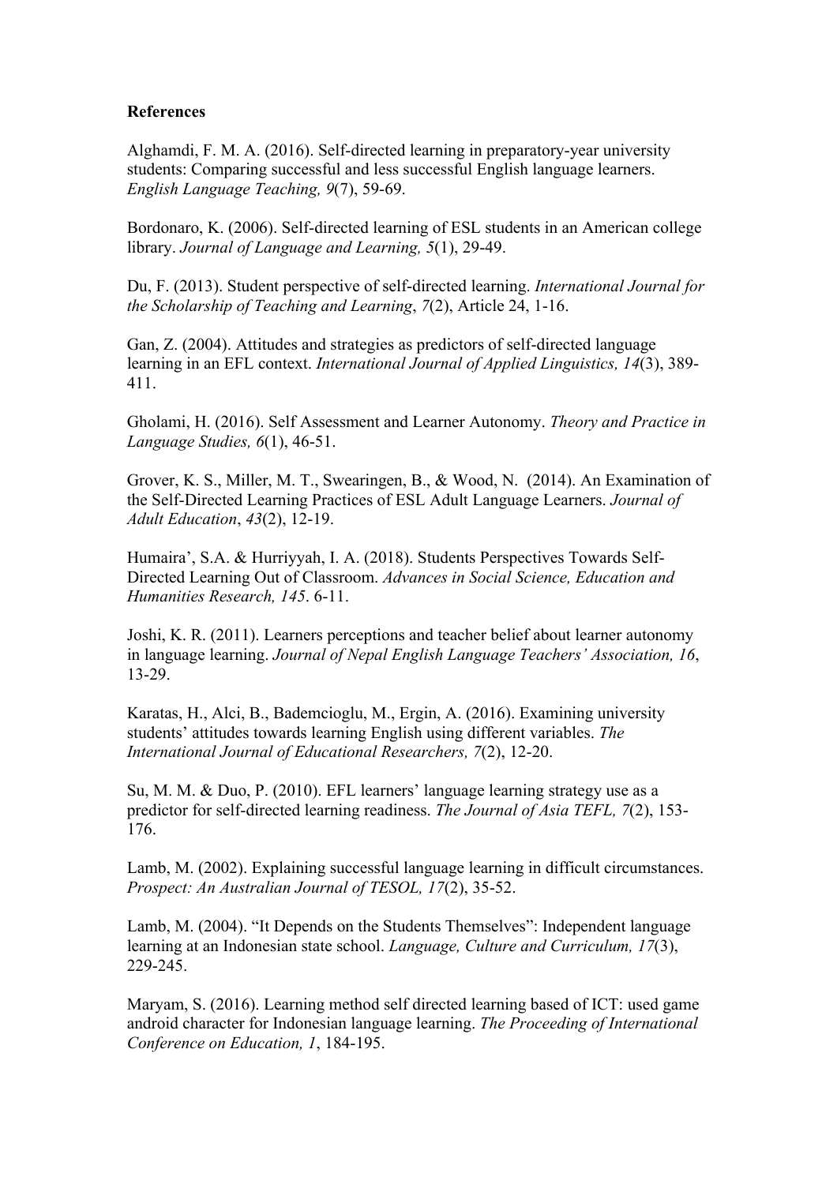**References**

Alghamdi, F. M. A. (2016). Self-directed learning in preparatory-year university students: Comparing successful and less successful English language learners. *English Language Teaching, 9*(7), 59-69.

Bordonaro, K. (2006). Self-directed learning of ESL students in an American college library. *Journal of Language and Learning, 5*(1), 29-49.

Du, F. (2013). Student perspective of self-directed learning. *International Journal for the Scholarship of Teaching and Learning*, *7*(2), Article 24, 1-16.

Gan, Z. (2004). Attitudes and strategies as predictors of self-directed language learning in an EFL context. *International Journal of Applied Linguistics, 14*(3), 389-411.

Gholami, H. (2016). Self Assessment and Learner Autonomy. *Theory and Practice in Language Studies, 6*(1), 46-51.

Grover, K. S., Miller, M. T., Swearingen, B., & Wood, N. (2014). An Examination of the Self-Directed Learning Practices of ESL Adult Language Learners. *Journal of Adult Education*, *43*(2), 12-19.

Humaira', S.A. & Hurriyyah, I. A. (2018). Students Perspectives Towards Self-Directed Learning Out of Classroom. *Advances in Social Science, Education and Humanities Research, 145*. 6-11.

Joshi, K. R. (2011). Learners perceptions and teacher belief about learner autonomy in language learning. *Journal of Nepal English Language Teachers' Association, 16*, 13-29.

Karatas, H., Alci, B., Bademcioglu, M., Ergin, A. (2016). Examining university students' attitudes towards learning English using different variables. *The International Journal of Educational Researchers, 7*(2), 12-20.

Su, M. M. & Duo, P. (2010). EFL learners' language learning strategy use as a predictor for self-directed learning readiness. *The Journal of Asia TEFL, 7*(2), 153-176.

Lamb, M. (2002). Explaining successful language learning in difficult circumstances. *Prospect: An Australian Journal of TESOL, 17*(2), 35-52.

Lamb, M. (2004). "It Depends on the Students Themselves": Independent language learning at an Indonesian state school. *Language, Culture and Curriculum, 17*(3), 229-245.

Maryam, S. (2016). Learning method self directed learning based of ICT: used game android character for Indonesian language learning. *The Proceeding of International Conference on Education, 1*, 184-195.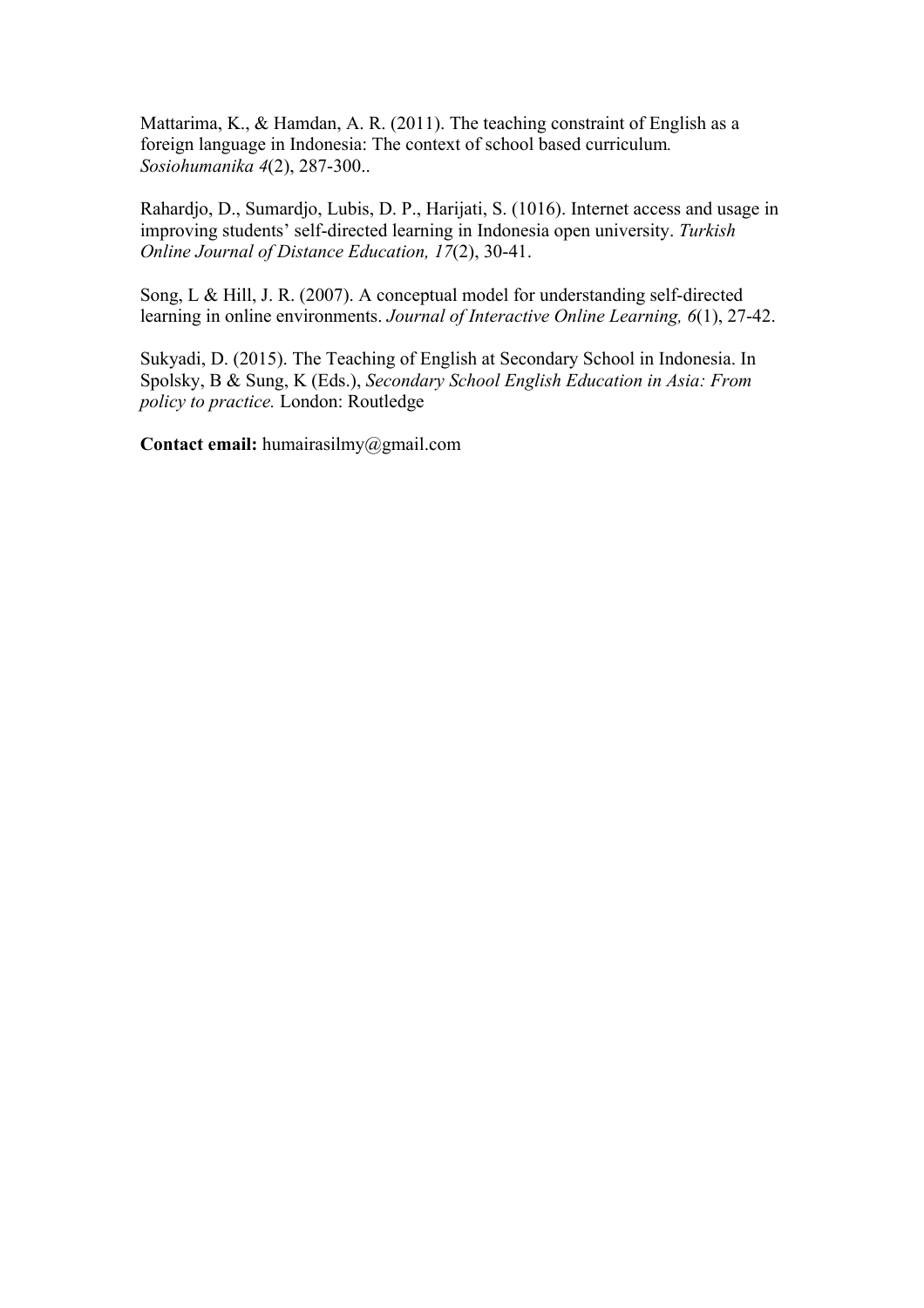Mattarima, K., & Hamdan, A. R. (2011). The teaching constraint of English as a foreign language in Indonesia: The context of school based curriculum. *Sosiohumanika 4*(2), 287-300..

Rahardjo, D., Sumardjo, Lubis, D. P., Harijati, S. (1016). Internet access and usage in improving students' self-directed learning in Indonesia open university. *Turkish Online Journal of Distance Education, 17*(2), 30-41.

Song, L & Hill, J. R. (2007). A conceptual model for understanding self-directed learning in online environments. *Journal of Interactive Online Learning, 6*(1), 27-42.

Sukyadi, D. (2015). The Teaching of English at Secondary School in Indonesia. In Spolsky, B & Sung, K (Eds.), *Secondary School English Education in Asia: From policy to practice.* London: Routledge

**Contact email:** humairasilmy@gmail.com